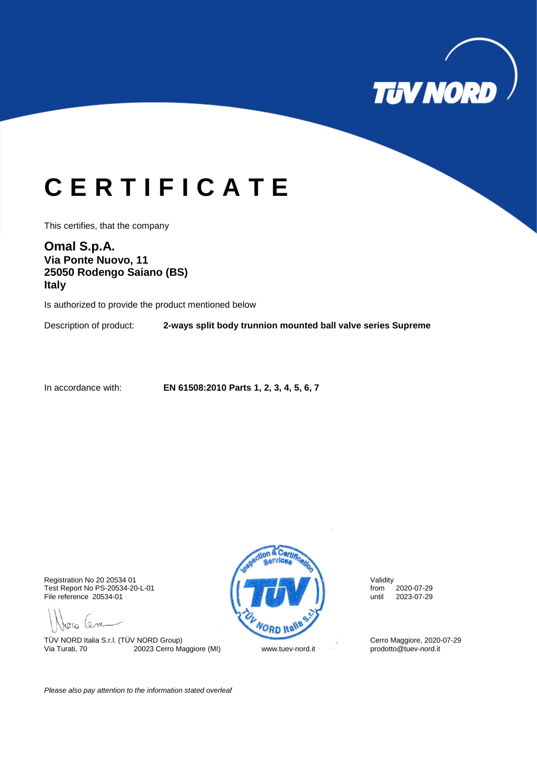# C E R T I F I C A T E

This certifies, that the company

**Omal S.p.A.**
**Via Ponte Nuovo, 11**
**25050 Rodengo Saiano (BS)**
**Italy**

Is authorized to provide the product mentioned below

Description of product: **2-ways split body trunnion mounted ball valve series Supreme**

In accordance with: **EN 61508:2010 Parts 1, 2, 3, 4, 5, 6, 7**

Registration No 20 20534 01
Test Report No PS-20534-20-L-01
File reference 20534-01

Validity
from 2020-07-29
until 2023-07-29

TÜV NORD Italia S.r.l. (TÜV NORD Group)
Via Turati, 70 20023 Cerro Maggiore (MI)

www.tuev-nord.it

Cerro Maggiore, 2020-07-29
prodotto@tuev-nord.it

*Please also pay attention to the information stated overleaf*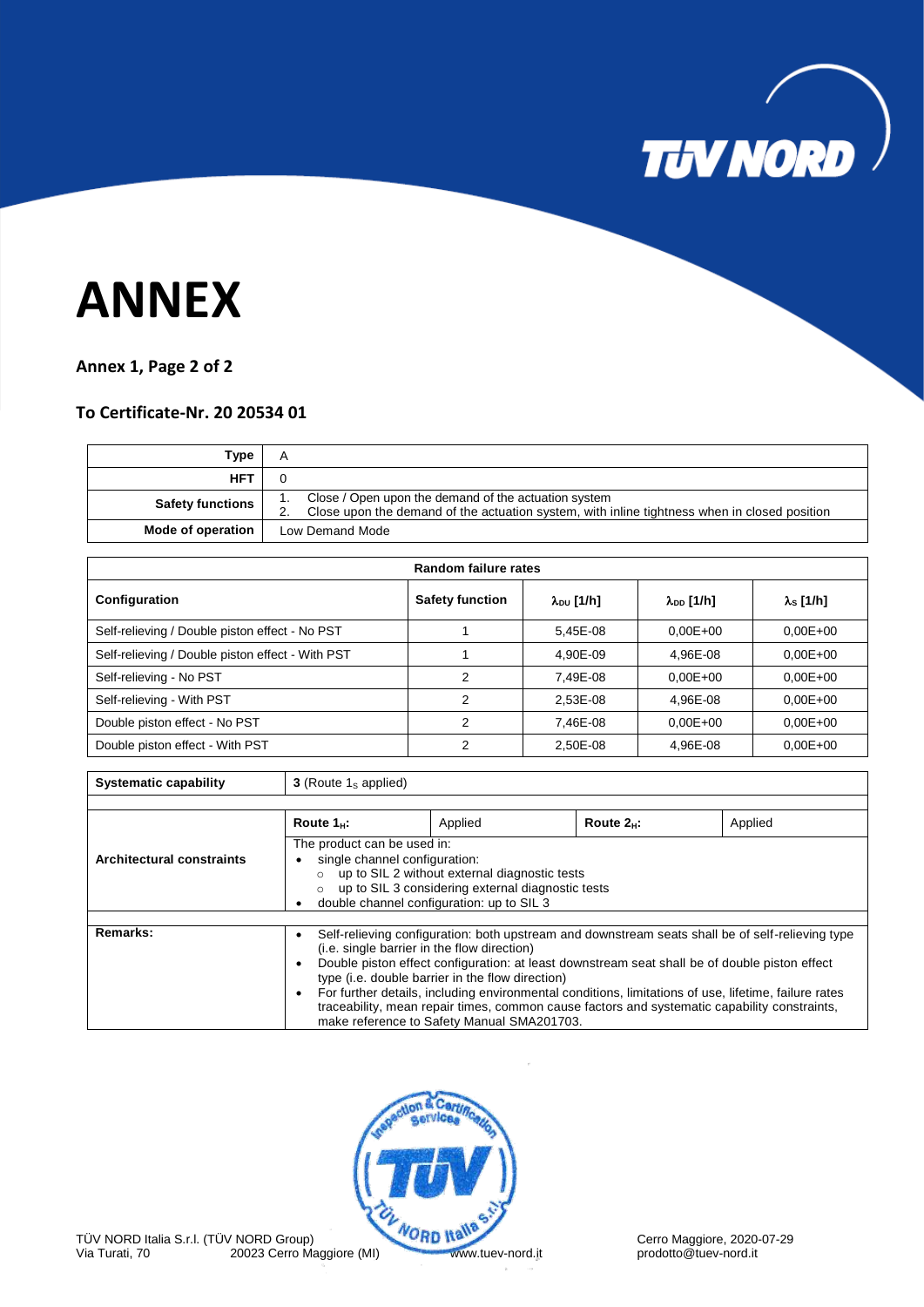# ANNEX

**Annex 1, Page 2 of 2**

**To Certificate-Nr. 20 20534 01**

| | |
|---|---|
| **Type** | A |
| **HFT** | 0 |
| **Safety functions** | 1. Close / Open upon the demand of the actuation system<br>2. Close upon the demand of the actuation system, with inline tightness when in closed position |
| **Mode of operation** | Low Demand Mode |

| Random failure rates | | | | |
|---|---|---|---|---|
| **Configuration** | **Safety function** | **$\lambda_{DU}$ [1/h]** | **$\lambda_{DD}$ [1/h]** | **$\lambda_{S}$ [1/h]** |
| Self-relieving / Double piston effect - No PST | 1 | 5,45E-08 | 0,00E+00 | 0,00E+00 |
| Self-relieving / Double piston effect - With PST | 1 | 4,90E-09 | 4,96E-08 | 0,00E+00 |
| Self-relieving - No PST | 2 | 7,49E-08 | 0,00E+00 | 0,00E+00 |
| Self-relieving - With PST | 2 | 2,53E-08 | 4,96E-08 | 0,00E+00 |
| Double piston effect - No PST | 2 | 7,46E-08 | 0,00E+00 | 0,00E+00 |
| Double piston effect - With PST | 2 | 2,50E-08 | 4,96E-08 | 0,00E+00 |

| | | | | |
|---|---|---|---|---|
| **Systematic capability** | **3** (Route $1_S$ applied) | | | |
| **Architectural constraints** | **Route $1_H$:** | Applied | **Route $2_H$:** | Applied |
| | The product can be used in:<br>• single channel configuration:<br>  ○ up to SIL 2 without external diagnostic tests<br>  ○ up to SIL 3 considering external diagnostic tests<br>• double channel configuration: up to SIL 3 | | | |
| **Remarks:** | • Self-relieving configuration: both upstream and downstream seats shall be of self-relieving type (i.e. single barrier in the flow direction)<br>• Double piston effect configuration: at least downstream seat shall be of double piston effect type (i.e. double barrier in the flow direction)<br>• For further details, including environmental conditions, limitations of use, lifetime, failure rates traceability, mean repair times, common cause factors and systematic capability constraints, make reference to Safety Manual SMA201703. | | | |

TÜV NORD Italia S.r.l. (TÜV NORD Group)
Via Turati, 70 20023 Cerro Maggiore (MI) www.tuev-nord.it

Cerro Maggiore, 2020-07-29
prodotto@tuev-nord.it